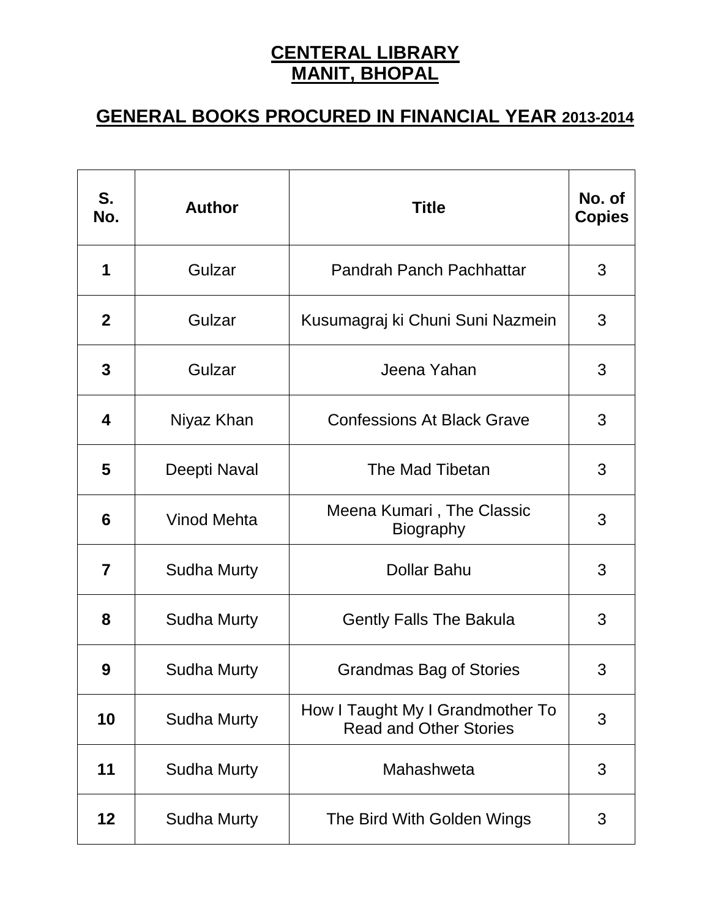# CENTERAL LIBRARY
# MANIT, BHOPAL

## GENERAL BOOKS PROCURED IN FINANCIAL YEAR 2013-2014

| S. No. | Author | Title | No. of Copies |
|---|---|---|---|
| **1** | Gulzar | Pandrah Panch Pachhattar | 3 |
| **2** | Gulzar | Kusumagraj ki Chuni Suni Nazmein | 3 |
| **3** | Gulzar | Jeena Yahan | 3 |
| **4** | Niyaz Khan | Confessions At Black Grave | 3 |
| **5** | Deepti Naval | The Mad Tibetan | 3 |
| **6** | Vinod Mehta | Meena Kumari , The Classic Biography | 3 |
| **7** | Sudha Murty | Dollar Bahu | 3 |
| **8** | Sudha Murty | Gently Falls The Bakula | 3 |
| **9** | Sudha Murty | Grandmas Bag of Stories | 3 |
| **10** | Sudha Murty | How I Taught My I Grandmother To Read and Other Stories | 3 |
| **11** | Sudha Murty | Mahashweta | 3 |
| **12** | Sudha Murty | The Bird With Golden Wings | 3 |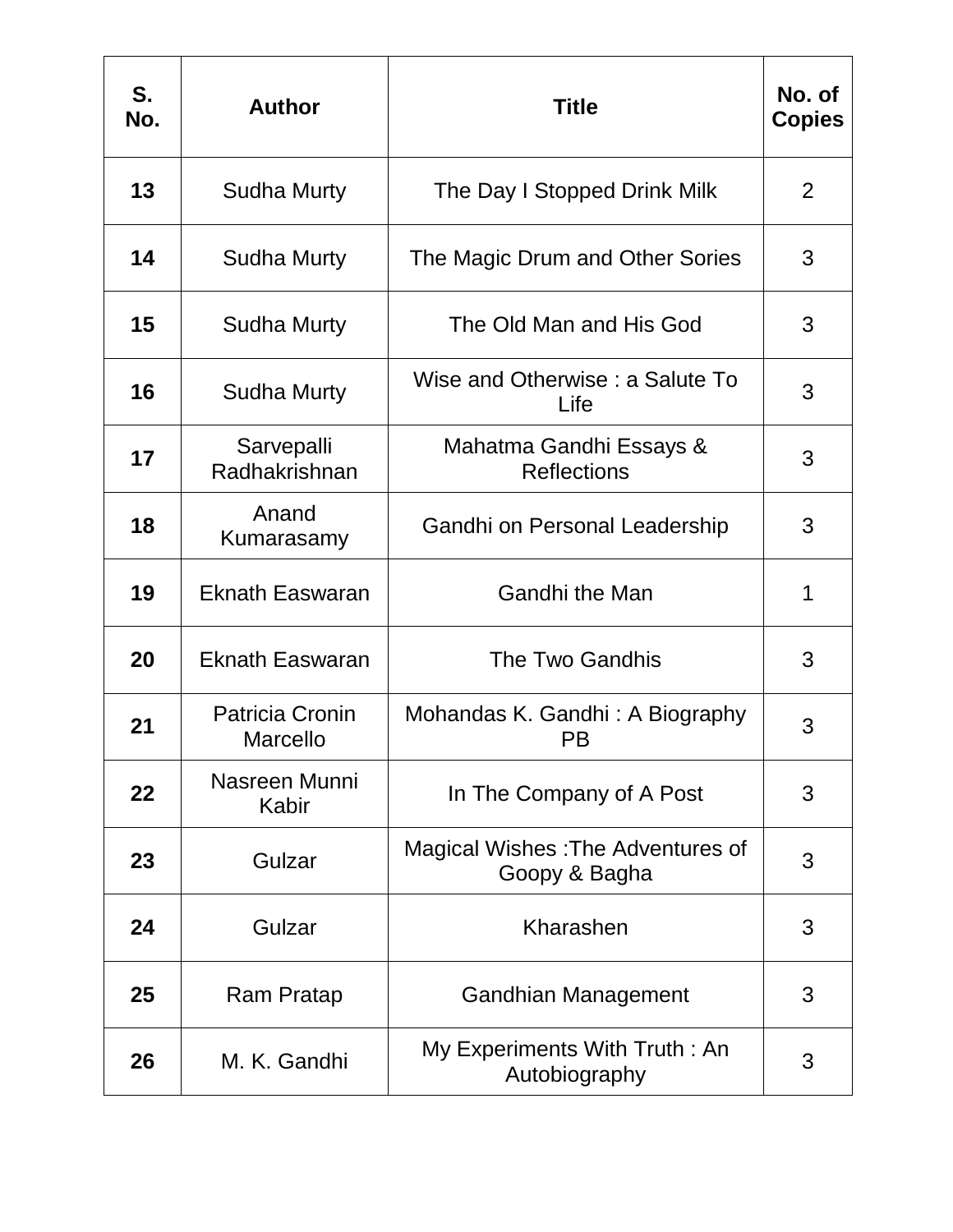| S. No. | Author | Title | No. of Copies |
|---|---|---|---|
| **13** | Sudha Murty | The Day I Stopped Drink Milk | 2 |
| **14** | Sudha Murty | The Magic Drum and Other Sories | 3 |
| **15** | Sudha Murty | The Old Man and His God | 3 |
| **16** | Sudha Murty | Wise and Otherwise : a Salute To Life | 3 |
| **17** | Sarvepalli Radhakrishnan | Mahatma Gandhi Essays & Reflections | 3 |
| **18** | Anand Kumarasamy | Gandhi on Personal Leadership | 3 |
| **19** | Eknath Easwaran | Gandhi the Man | 1 |
| **20** | Eknath Easwaran | The Two Gandhis | 3 |
| **21** | Patricia Cronin Marcello | Mohandas K. Gandhi : A Biography PB | 3 |
| **22** | Nasreen Munni Kabir | In The Company of A Post | 3 |
| **23** | Gulzar | Magical Wishes :The Adventures of Goopy & Bagha | 3 |
| **24** | Gulzar | Kharashen | 3 |
| **25** | Ram Pratap | Gandhian Management | 3 |
| **26** | M. K. Gandhi | My Experiments With Truth : An Autobiography | 3 |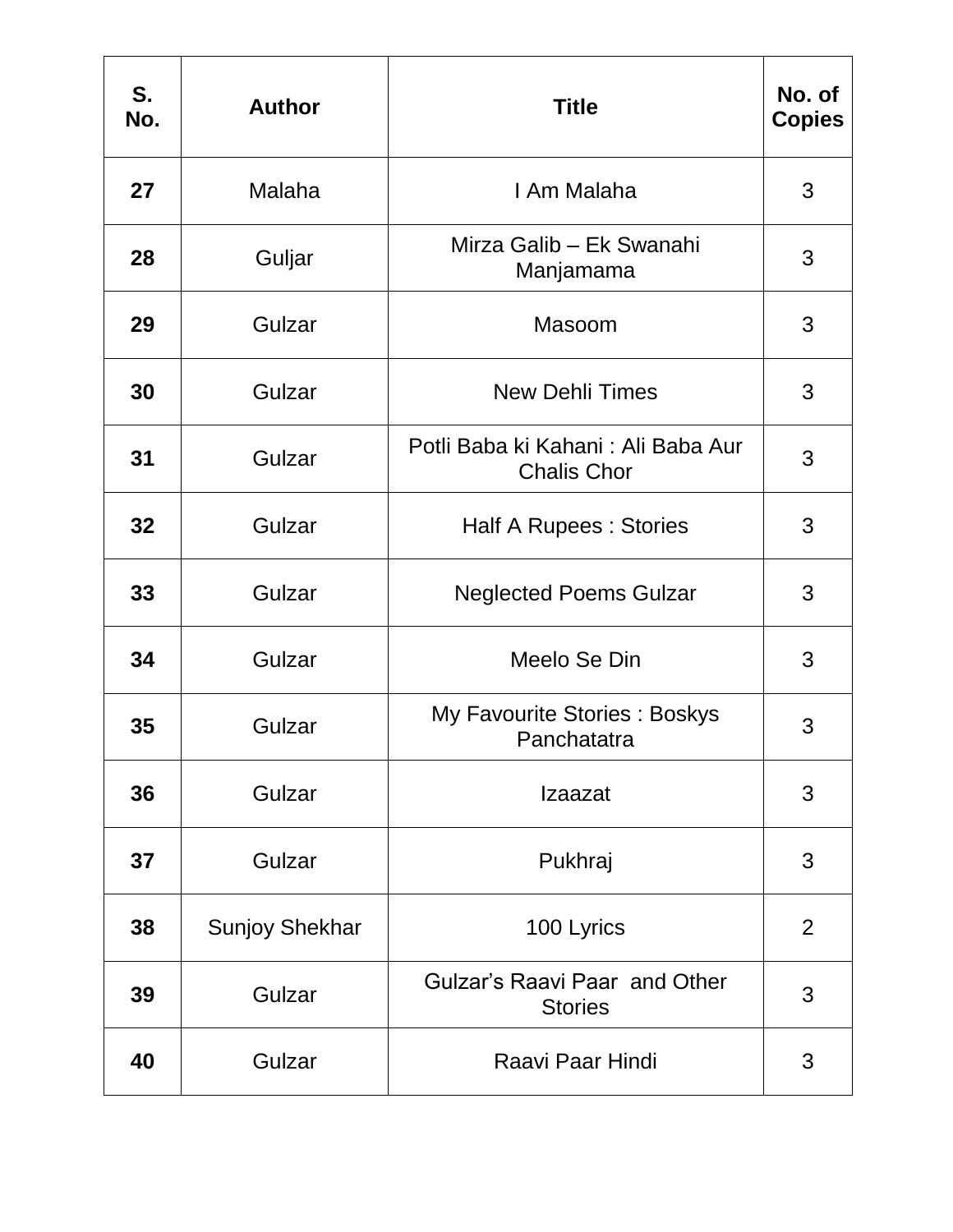| S. No. | Author | Title | No. of Copies |
|---|---|---|---|
| **27** | Malaha | I Am Malaha | 3 |
| **28** | Guljar | Mirza Galib – Ek Swanahi Manjamama | 3 |
| **29** | Gulzar | Masoom | 3 |
| **30** | Gulzar | New Dehli Times | 3 |
| **31** | Gulzar | Potli Baba ki Kahani : Ali Baba Aur Chalis Chor | 3 |
| **32** | Gulzar | Half A Rupees : Stories | 3 |
| **33** | Gulzar | Neglected Poems Gulzar | 3 |
| **34** | Gulzar | Meelo Se Din | 3 |
| **35** | Gulzar | My Favourite Stories : Boskys Panchatatra | 3 |
| **36** | Gulzar | Izaazat | 3 |
| **37** | Gulzar | Pukhraj | 3 |
| **38** | Sunjoy Shekhar | 100 Lyrics | 2 |
| **39** | Gulzar | Gulzar's Raavi Paar and Other Stories | 3 |
| **40** | Gulzar | Raavi Paar Hindi | 3 |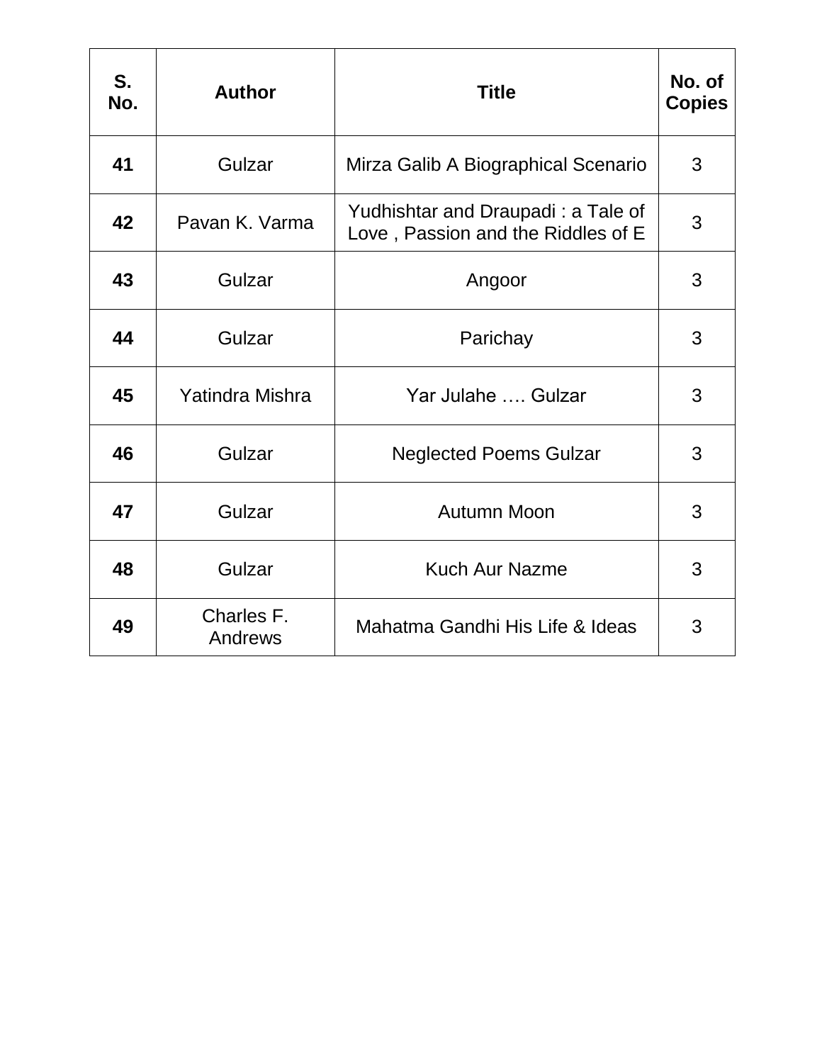| S. No. | Author | Title | No. of Copies |
|---|---|---|---|
| **41** | Gulzar | Mirza Galib A Biographical Scenario | 3 |
| **42** | Pavan K. Varma | Yudhishtar and Draupadi : a Tale of Love , Passion and the Riddles of E | 3 |
| **43** | Gulzar | Angoor | 3 |
| **44** | Gulzar | Parichay | 3 |
| **45** | Yatindra Mishra | Yar Julahe …. Gulzar | 3 |
| **46** | Gulzar | Neglected Poems Gulzar | 3 |
| **47** | Gulzar | Autumn Moon | 3 |
| **48** | Gulzar | Kuch Aur Nazme | 3 |
| **49** | Charles F. Andrews | Mahatma Gandhi His Life & Ideas | 3 |